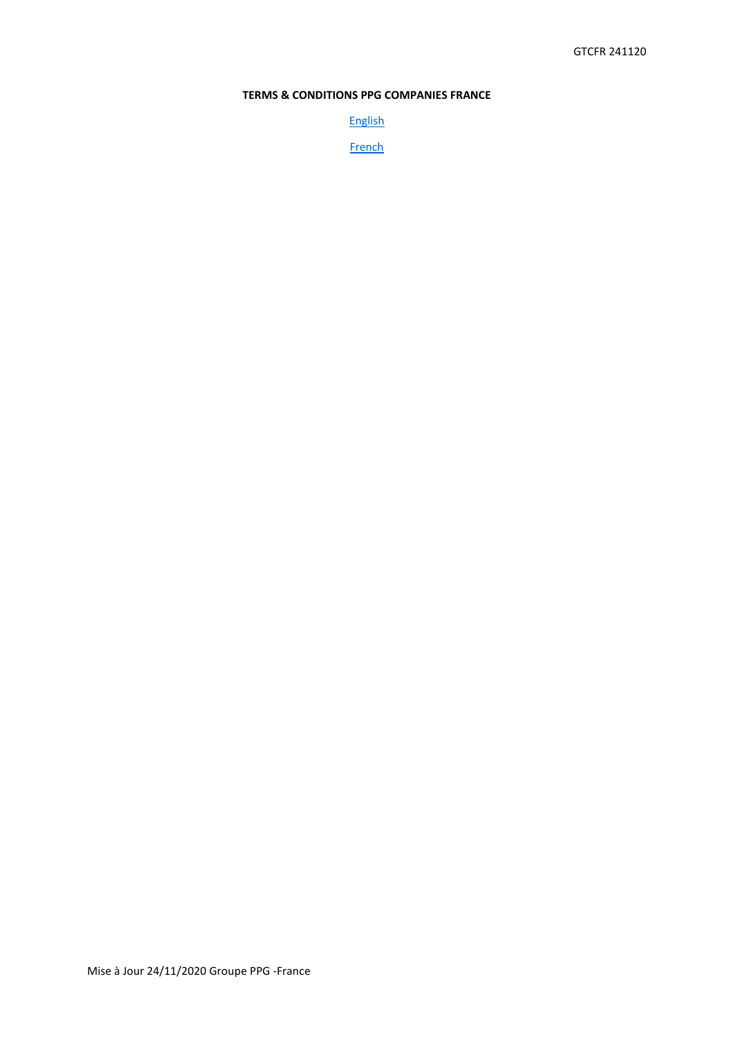GTCFR 241120

**TERMS & CONDITIONS PPG COMPANIES FRANCE**

English

French

Mise à Jour 24/11/2020 Groupe PPG -France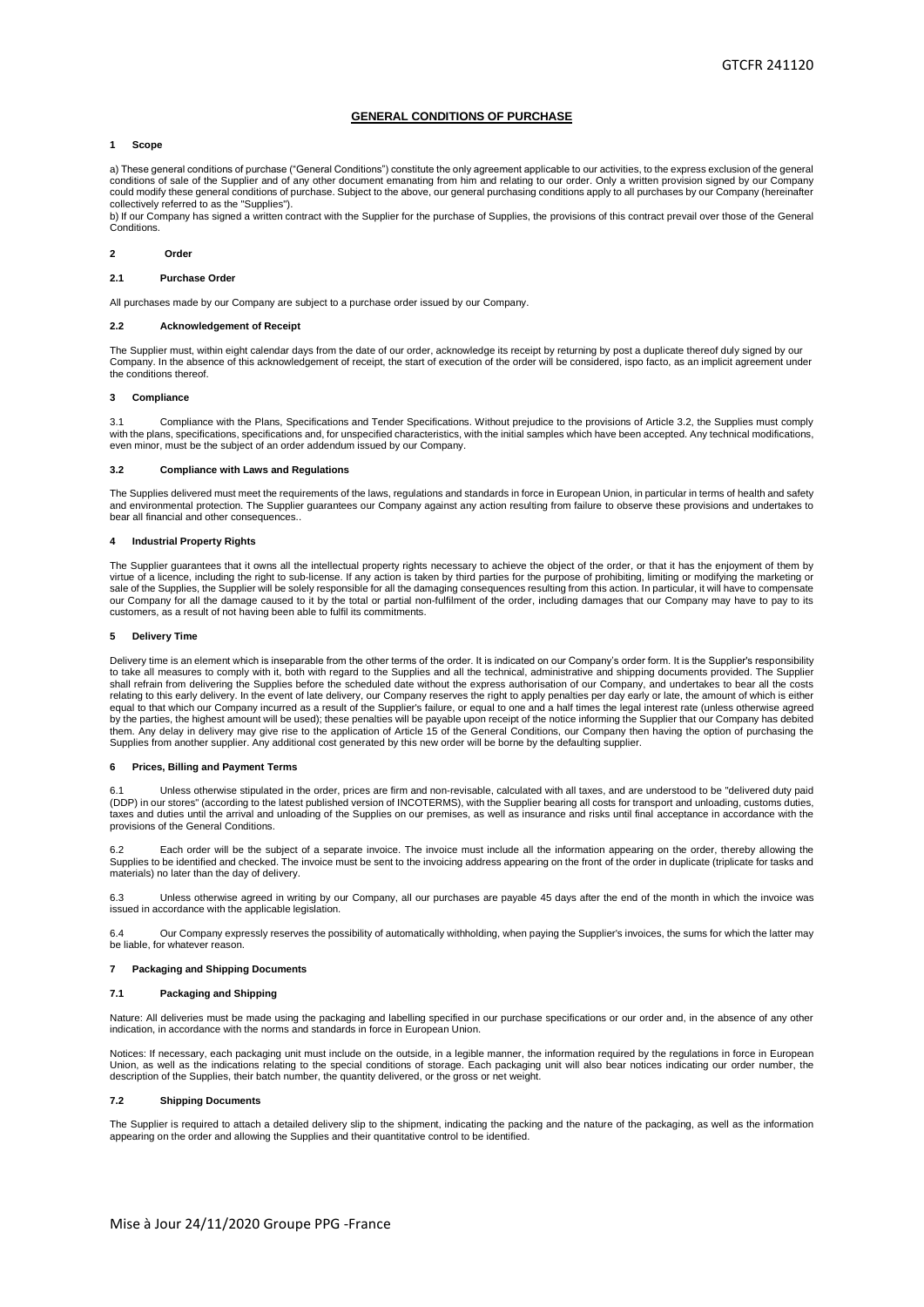# GENERAL CONDITIONS OF PURCHASE

## 1 Scope

a) These general conditions of purchase ("General Conditions") constitute the only agreement applicable to our activities, to the express exclusion of the general conditions of sale of the Supplier and of any other document emanating from him and relating to our order. Only a written provision signed by our Company could modify these general conditions of purchase. Subject to the above, our general purchasing conditions apply to all purchases by our Company (hereinafter collectively referred to as the "Supplies").

b) If our Company has signed a written contract with the Supplier for the purchase of Supplies, the provisions of this contract prevail over those of the General Conditions.

## 2 Order

### 2.1 Purchase Order

All purchases made by our Company are subject to a purchase order issued by our Company.

### 2.2 Acknowledgement of Receipt

The Supplier must, within eight calendar days from the date of our order, acknowledge its receipt by returning by post a duplicate thereof duly signed by our Company. In the absence of this acknowledgement of receipt, the start of execution of the order will be considered, ispo facto, as an implicit agreement under the conditions thereof.

## 3 Compliance

3.1 Compliance with the Plans, Specifications and Tender Specifications. Without prejudice to the provisions of Article 3.2, the Supplies must comply with the plans, specifications, specifications and, for unspecified characteristics, with the initial samples which have been accepted. Any technical modifications, even minor, must be the subject of an order addendum issued by our Company.

### 3.2 Compliance with Laws and Regulations

The Supplies delivered must meet the requirements of the laws, regulations and standards in force in European Union, in particular in terms of health and safety and environmental protection. The Supplier guarantees our Company against any action resulting from failure to observe these provisions and undertakes to bear all financial and other consequences..

## 4 Industrial Property Rights

The Supplier guarantees that it owns all the intellectual property rights necessary to achieve the object of the order, or that it has the enjoyment of them by virtue of a licence, including the right to sub-license. If any action is taken by third parties for the purpose of prohibiting, limiting or modifying the marketing or sale of the Supplies, the Supplier will be solely responsible for all the damaging consequences resulting from this action. In particular, it will have to compensate our Company for all the damage caused to it by the total or partial non-fulfilment of the order, including damages that our Company may have to pay to its customers, as a result of not having been able to fulfil its commitments.

## 5 Delivery Time

Delivery time is an element which is inseparable from the other terms of the order. It is indicated on our Company's order form. It is the Supplier's responsibility to take all measures to comply with it, both with regard to the Supplies and all the technical, administrative and shipping documents provided. The Supplier shall refrain from delivering the Supplies before the scheduled date without the express authorisation of our Company, and undertakes to bear all the costs relating to this early delivery. In the event of late delivery, our Company reserves the right to apply penalties per day early or late, the amount of which is either equal to that which our Company incurred as a result of the Supplier's failure, or equal to one and a half times the legal interest rate (unless otherwise agreed by the parties, the highest amount will be used); these penalties will be payable upon receipt of the notice informing the Supplier that our Company has debited them. Any delay in delivery may give rise to the application of Article 15 of the General Conditions, our Company then having the option of purchasing the Supplies from another supplier. Any additional cost generated by this new order will be borne by the defaulting supplier.

## 6 Prices, Billing and Payment Terms

6.1 Unless otherwise stipulated in the order, prices are firm and non-revisable, calculated with all taxes, and are understood to be "delivered duty paid (DDP) in our stores" (according to the latest published version of INCOTERMS), with the Supplier bearing all costs for transport and unloading, customs duties, taxes and duties until the arrival and unloading of the Supplies on our premises, as well as insurance and risks until final acceptance in accordance with the provisions of the General Conditions.

6.2 Each order will be the subject of a separate invoice. The invoice must include all the information appearing on the order, thereby allowing the Supplies to be identified and checked. The invoice must be sent to the invoicing address appearing on the front of the order in duplicate (triplicate for tasks and materials) no later than the day of delivery.

6.3 Unless otherwise agreed in writing by our Company, all our purchases are payable 45 days after the end of the month in which the invoice was issued in accordance with the applicable legislation.

6.4 Our Company expressly reserves the possibility of automatically withholding, when paying the Supplier's invoices, the sums for which the latter may be liable, for whatever reason.

## 7 Packaging and Shipping Documents

### 7.1 Packaging and Shipping

Nature: All deliveries must be made using the packaging and labelling specified in our purchase specifications or our order and, in the absence of any other indication, in accordance with the norms and standards in force in European Union.

Notices: If necessary, each packaging unit must include on the outside, in a legible manner, the information required by the regulations in force in European Union, as well as the indications relating to the special conditions of storage. Each packaging unit will also bear notices indicating our order number, the description of the Supplies, their batch number, the quantity delivered, or the gross or net weight.

### 7.2 Shipping Documents

The Supplier is required to attach a detailed delivery slip to the shipment, indicating the packing and the nature of the packaging, as well as the information appearing on the order and allowing the Supplies and their quantitative control to be identified.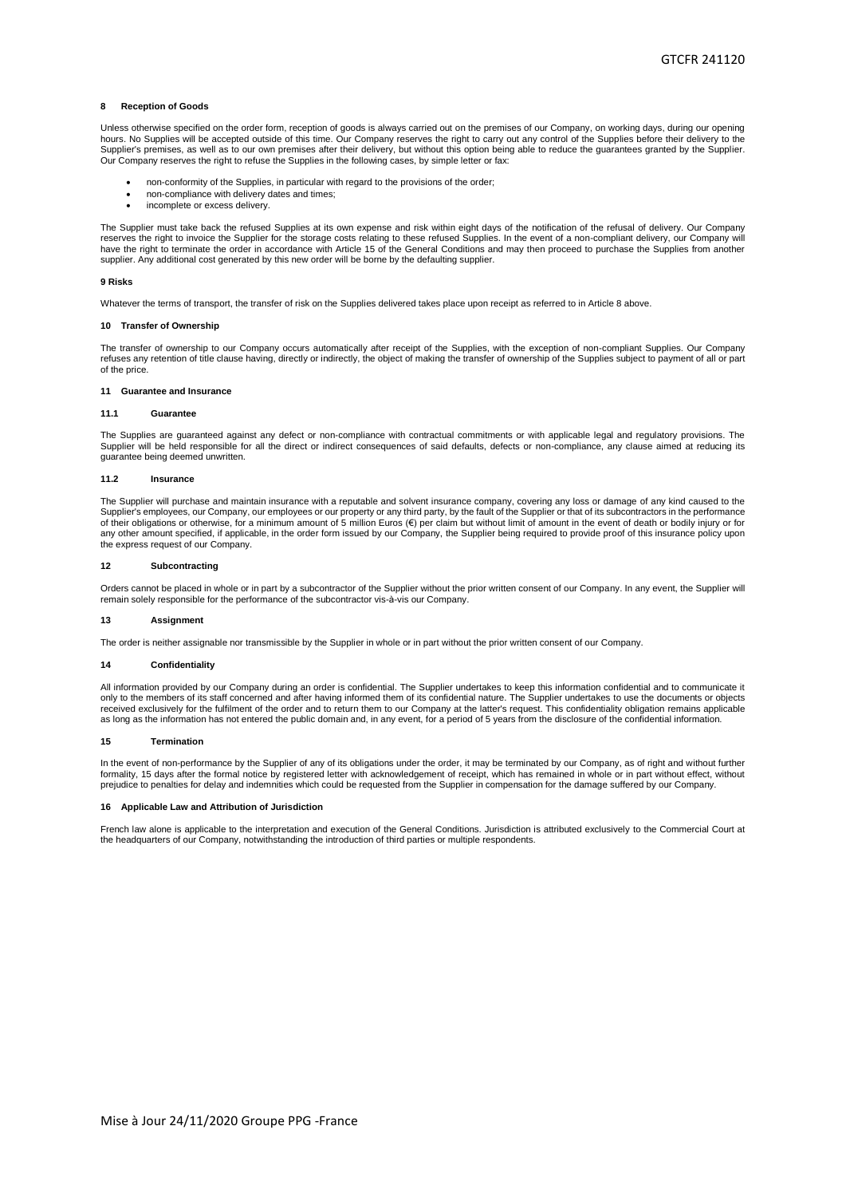## 8 Reception of Goods

Unless otherwise specified on the order form, reception of goods is always carried out on the premises of our Company, on working days, during our opening hours. No Supplies will be accepted outside of this time. Our Company reserves the right to carry out any control of the Supplies before their delivery to the Supplier's premises, as well as to our own premises after their delivery, but without this option being able to reduce the guarantees granted by the Supplier. Our Company reserves the right to refuse the Supplies in the following cases, by simple letter or fax:

- non-conformity of the Supplies, in particular with regard to the provisions of the order;
- non-compliance with delivery dates and times;
- incomplete or excess delivery.

The Supplier must take back the refused Supplies at its own expense and risk within eight days of the notification of the refusal of delivery. Our Company reserves the right to invoice the Supplier for the storage costs relating to these refused Supplies. In the event of a non-compliant delivery, our Company will have the right to terminate the order in accordance with Article 15 of the General Conditions and may then proceed to purchase the Supplies from another supplier. Any additional cost generated by this new order will be borne by the defaulting supplier.

## 9 Risks

Whatever the terms of transport, the transfer of risk on the Supplies delivered takes place upon receipt as referred to in Article 8 above.

## 10 Transfer of Ownership

The transfer of ownership to our Company occurs automatically after receipt of the Supplies, with the exception of non-compliant Supplies. Our Company refuses any retention of title clause having, directly or indirectly, the object of making the transfer of ownership of the Supplies subject to payment of all or part of the price.

## 11 Guarantee and Insurance

### 11.1 Guarantee

The Supplies are guaranteed against any defect or non-compliance with contractual commitments or with applicable legal and regulatory provisions. The Supplier will be held responsible for all the direct or indirect consequences of said defaults, defects or non-compliance, any clause aimed at reducing its guarantee being deemed unwritten.

### 11.2 Insurance

The Supplier will purchase and maintain insurance with a reputable and solvent insurance company, covering any loss or damage of any kind caused to the Supplier's employees, our Company, our employees or our property or any third party, by the fault of the Supplier or that of its subcontractors in the performance of their obligations or otherwise, for a minimum amount of 5 million Euros (€) per claim but without limit of amount in the event of death or bodily injury or for any other amount specified, if applicable, in the order form issued by our Company, the Supplier being required to provide proof of this insurance policy upon the express request of our Company.

## 12 Subcontracting

Orders cannot be placed in whole or in part by a subcontractor of the Supplier without the prior written consent of our Company. In any event, the Supplier will remain solely responsible for the performance of the subcontractor vis-à-vis our Company.

## 13 Assignment

The order is neither assignable nor transmissible by the Supplier in whole or in part without the prior written consent of our Company.

## 14 Confidentiality

All information provided by our Company during an order is confidential. The Supplier undertakes to keep this information confidential and to communicate it only to the members of its staff concerned and after having informed them of its confidential nature. The Supplier undertakes to use the documents or objects received exclusively for the fulfilment of the order and to return them to our Company at the latter's request. This confidentiality obligation remains applicable as long as the information has not entered the public domain and, in any event, for a period of 5 years from the disclosure of the confidential information.

## 15 Termination

In the event of non-performance by the Supplier of any of its obligations under the order, it may be terminated by our Company, as of right and without further formality, 15 days after the formal notice by registered letter with acknowledgement of receipt, which has remained in whole or in part without effect, without prejudice to penalties for delay and indemnities which could be requested from the Supplier in compensation for the damage suffered by our Company.

## 16 Applicable Law and Attribution of Jurisdiction

French law alone is applicable to the interpretation and execution of the General Conditions. Jurisdiction is attributed exclusively to the Commercial Court at the headquarters of our Company, notwithstanding the introduction of third parties or multiple respondents.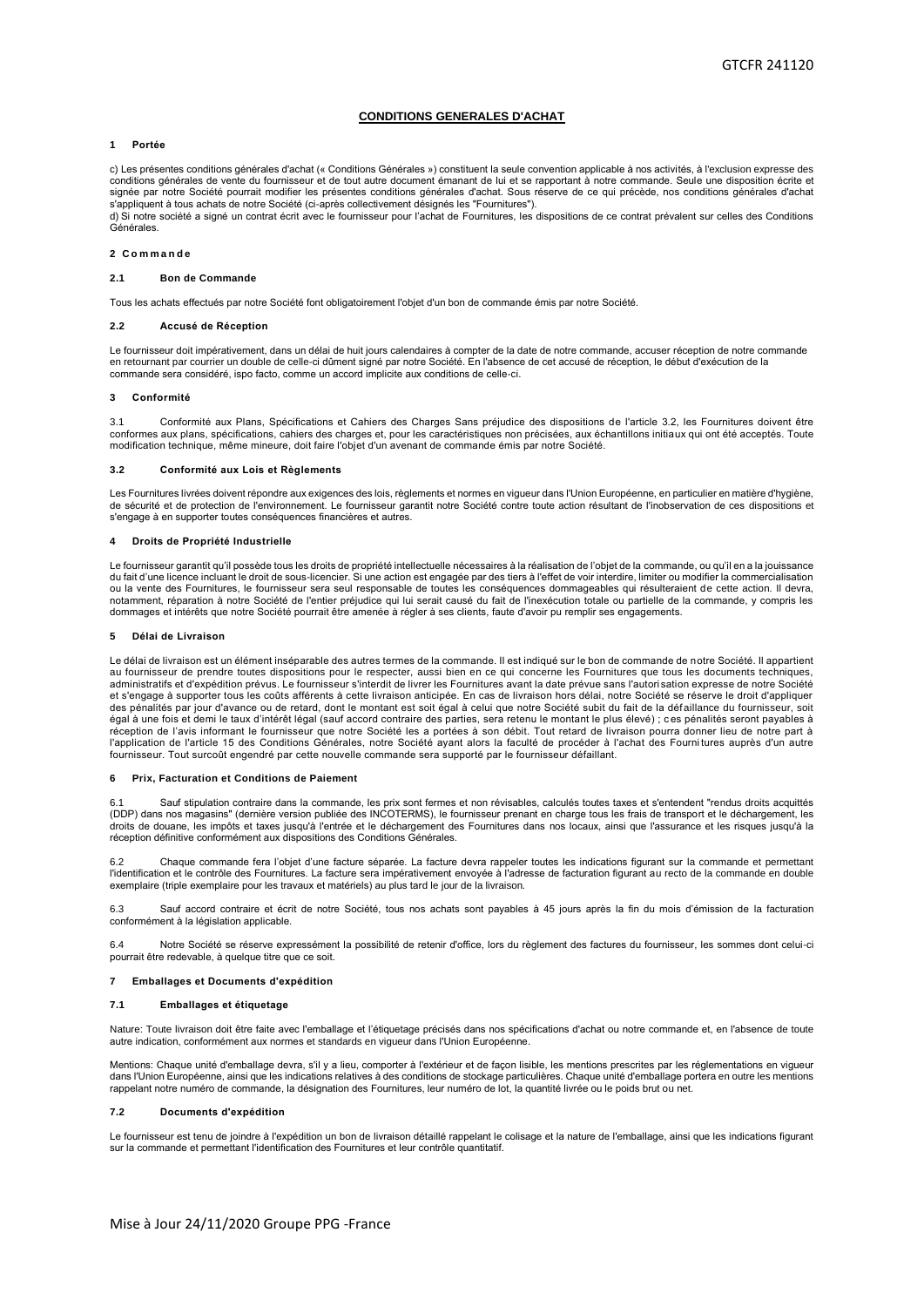# CONDITIONS GENERALES D'ACHAT

## 1 Portée

c) Les présentes conditions générales d'achat (« Conditions Générales ») constituent la seule convention applicable à nos activités, à l'exclusion expresse des conditions générales de vente du fournisseur et de tout autre document émanant de lui et se rapportant à notre commande. Seule une disposition écrite et signée par notre Société pourrait modifier les présentes conditions générales d'achat. Sous réserve de ce qui précède, nos conditions générales d'achat s'appliquent à tous achats de notre Société (ci-après collectivement désignés les "Fournitures").

d) Si notre société a signé un contrat écrit avec le fournisseur pour l'achat de Fournitures, les dispositions de ce contrat prévalent sur celles des Conditions Générales.

## 2 Commande

### 2.1 Bon de Commande

Tous les achats effectués par notre Société font obligatoirement l'objet d'un bon de commande émis par notre Société.

### 2.2 Accusé de Réception

Le fournisseur doit impérativement, dans un délai de huit jours calendaires à compter de la date de notre commande, accuser réception de notre commande en retournant par courrier un double de celle-ci dûment signé par notre Société. En l'absence de cet accusé de réception, le début d'exécution de la commande sera considéré, ispo facto, comme un accord implicite aux conditions de celle-ci.

## 3 Conformité

3.1 Conformité aux Plans, Spécifications et Cahiers des Charges Sans préjudice des dispositions de l'article 3.2, les Fournitures doivent être conformes aux plans, spécifications, cahiers des charges et, pour les caractéristiques non précisées, aux échantillons initiaux qui ont été acceptés. Toute modification technique, même mineure, doit faire l'objet d'un avenant de commande émis par notre Société.

### 3.2 Conformité aux Lois et Règlements

Les Fournitures livrées doivent répondre aux exigences des lois, règlements et normes en vigueur dans l'Union Européenne, en particulier en matière d'hygiène, de sécurité et de protection de l'environnement. Le fournisseur garantit notre Société contre toute action résultant de l'inobservation de ces dispositions et s'engage à en supporter toutes conséquences financières et autres.

## 4 Droits de Propriété Industrielle

Le fournisseur garantit qu'il possède tous les droits de propriété intellectuelle nécessaires à la réalisation de l'objet de la commande, ou qu'il en a la jouissance du fait d'une licence incluant le droit de sous-licencier. Si une action est engagée par des tiers à l'effet de voir interdire, limiter ou modifier la commercialisation ou la vente des Fournitures, le fournisseur sera seul responsable de toutes les conséquences dommageables qui résulteraient de cette action. Il devra, notamment, réparation à notre Société de l'entier préjudice qui lui serait causé du fait de l'inexécution totale ou partielle de la commande, y compris les dommages et intérêts que notre Société pourrait être amenée à régler à ses clients, faute d'avoir pu remplir ses engagements.

## 5 Délai de Livraison

Le délai de livraison est un élément inséparable des autres termes de la commande. Il est indiqué sur le bon de commande de notre Société. Il appartient au fournisseur de prendre toutes dispositions pour le respecter, aussi bien en ce qui concerne les Fournitures que tous les documents techniques, administratifs et d'expédition prévus. Le fournisseur s'interdit de livrer les Fournitures avant la date prévue sans l'autorisation expresse de notre Société et s'engage à supporter tous les coûts afférents à cette livraison anticipée. En cas de livraison hors délai, notre Société se réserve le droit d'appliquer des pénalités par jour d'avance ou de retard, dont le montant est soit égal à celui que notre Société subit du fait de la défaillance du fournisseur, soit égal à une fois et demi le taux d'intérêt légal (sauf accord contraire des parties, sera retenu le montant le plus élevé) ; ces pénalités seront payables à réception de l'avis informant le fournisseur que notre Société les a portées à son débit. Tout retard de livraison pourra donner lieu de notre part à l'application de l'article 15 des Conditions Générales, notre Société ayant alors la faculté de procéder à l'achat des Fournitures auprès d'un autre fournisseur. Tout surcoût engendré par cette nouvelle commande sera supporté par le fournisseur défaillant.

## 6 Prix, Facturation et Conditions de Paiement

6.1 Sauf stipulation contraire dans la commande, les prix sont fermes et non révisables, calculés toutes taxes et s'entendent "rendus droits acquittés (DDP) dans nos magasins" (dernière version publiée des INCOTERMS), le fournisseur prenant en charge tous les frais de transport et le déchargement, les droits de douane, les impôts et taxes jusqu'à l'entrée et le déchargement des Fournitures dans nos locaux, ainsi que l'assurance et les risques jusqu'à la réception définitive conformément aux dispositions des Conditions Générales.

6.2 Chaque commande fera l'objet d'une facture séparée. La facture devra rappeler toutes les indications figurant sur la commande et permettant l'identification et le contrôle des Fournitures. La facture sera impérativement envoyée à l'adresse de facturation figurant au recto de la commande en double exemplaire (triple exemplaire pour les travaux et matériels) au plus tard le jour de la livraison.

6.3 Sauf accord contraire et écrit de notre Société, tous nos achats sont payables à 45 jours après la fin du mois d'émission de la facturation conformément à la législation applicable.

6.4 Notre Société se réserve expressément la possibilité de retenir d'office, lors du règlement des factures du fournisseur, les sommes dont celui-ci pourrait être redevable, à quelque titre que ce soit.

## 7 Emballages et Documents d'expédition

### 7.1 Emballages et étiquetage

Nature: Toute livraison doit être faite avec l'emballage et l'étiquetage précisés dans nos spécifications d'achat ou notre commande et, en l'absence de toute autre indication, conformément aux normes et standards en vigueur dans l'Union Européenne.

Mentions: Chaque unité d'emballage devra, s'il y a lieu, comporter à l'extérieur et de façon lisible, les mentions prescrites par les réglementations en vigueur dans l'Union Européenne, ainsi que les indications relatives à des conditions de stockage particulières. Chaque unité d'emballage portera en outre les mentions rappelant notre numéro de commande, la désignation des Fournitures, leur numéro de lot, la quantité livrée ou le poids brut ou net.

### 7.2 Documents d'expédition

Le fournisseur est tenu de joindre à l'expédition un bon de livraison détaillé rappelant le colisage et la nature de l'emballage, ainsi que les indications figurant sur la commande et permettant l'identification des Fournitures et leur contrôle quantitatif.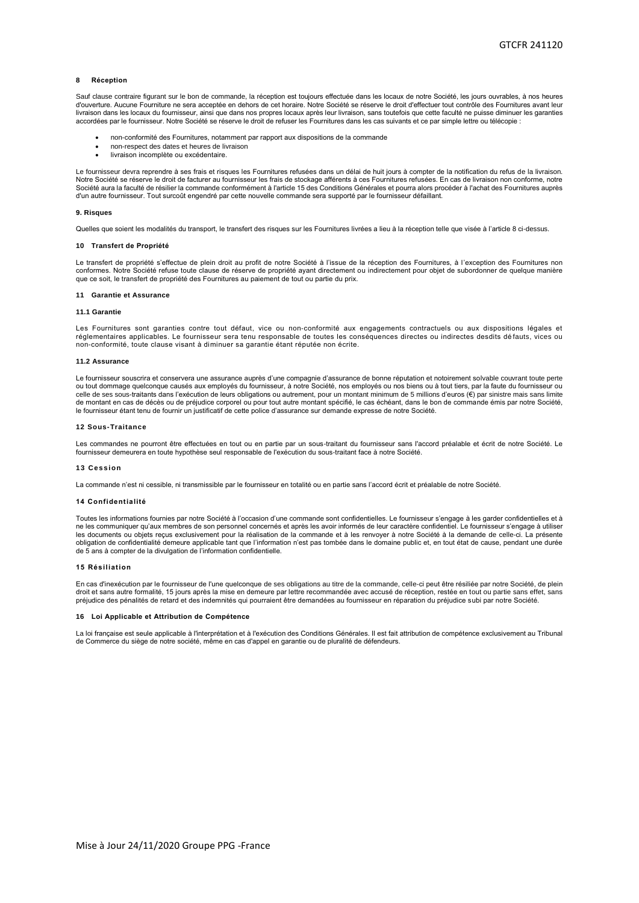## 8 Réception

Sauf clause contraire figurant sur le bon de commande, la réception est toujours effectuée dans les locaux de notre Société, les jours ouvrables, à nos heures d'ouverture. Aucune Fourniture ne sera acceptée en dehors de cet horaire. Notre Société se réserve le droit d'effectuer tout contrôle des Fournitures avant leur livraison dans les locaux du fournisseur, ainsi que dans nos propres locaux après leur livraison, sans toutefois que cette faculté ne puisse diminuer les garanties accordées par le fournisseur. Notre Société se réserve le droit de refuser les Fournitures dans les cas suivants et ce par simple lettre ou télécopie :

- non-conformité des Fournitures, notamment par rapport aux dispositions de la commande
- non-respect des dates et heures de livraison
- livraison incomplète ou excédentaire.

Le fournisseur devra reprendre à ses frais et risques les Fournitures refusées dans un délai de huit jours à compter de la notification du refus de la livraison. Notre Société se réserve le droit de facturer au fournisseur les frais de stockage afférents à ces Fournitures refusées. En cas de livraison non conforme, notre Société aura la faculté de résilier la commande conformément à l'article 15 des Conditions Générales et pourra alors procéder à l'achat des Fournitures auprès d'un autre fournisseur. Tout surcoût engendré par cette nouvelle commande sera supporté par le fournisseur défaillant.

## 9. Risques

Quelles que soient les modalités du transport, le transfert des risques sur les Fournitures livrées a lieu à la réception telle que visée à l'article 8 ci-dessus.

## 10 Transfert de Propriété

Le transfert de propriété s'effectue de plein droit au profit de notre Société à l'issue de la réception des Fournitures, à l'exception des Fournitures non conformes. Notre Société refuse toute clause de réserve de propriété ayant directement ou indirectement pour objet de subordonner de quelque manière que ce soit, le transfert de propriété des Fournitures au paiement de tout ou partie du prix.

## 11 Garantie et Assurance

### 11.1 Garantie

Les Fournitures sont garanties contre tout défaut, vice ou non-conformité aux engagements contractuels ou aux dispositions légales et réglementaires applicables. Le fournisseur sera tenu responsable de toutes les conséquences directes ou indirectes desdits défauts, vices ou non-conformité, toute clause visant à diminuer sa garantie étant réputée non écrite.

### 11.2 Assurance

Le fournisseur souscrira et conservera une assurance auprès d'une compagnie d'assurance de bonne réputation et notoirement solvable couvrant toute perte ou tout dommage quelconque causés aux employés du fournisseur, à notre Société, nos employés ou nos biens ou à tout tiers, par la faute du fournisseur ou celle de ses sous-traitants dans l'exécution de leurs obligations ou autrement, pour un montant minimum de 5 millions d'euros (€) par sinistre mais sans limite de montant en cas de décès ou de préjudice corporel ou pour tout autre montant spécifié, le cas échéant, dans le bon de commande émis par notre Société, le fournisseur étant tenu de fournir un justificatif de cette police d'assurance sur demande expresse de notre Société.

## 12 Sous-Traitance

Les commandes ne pourront être effectuées en tout ou en partie par un sous-traitant du fournisseur sans l'accord préalable et écrit de notre Société. Le fournisseur demeurera en toute hypothèse seul responsable de l'exécution du sous-traitant face à notre Société.

## 13 Cession

La commande n'est ni cessible, ni transmissible par le fournisseur en totalité ou en partie sans l'accord écrit et préalable de notre Société.

## 14 Confidentialité

Toutes les informations fournies par notre Société à l'occasion d'une commande sont confidentielles. Le fournisseur s'engage à les garder confidentielles et à ne les communiquer qu'aux membres de son personnel concernés et après les avoir informés de leur caractère confidentiel. Le fournisseur s'engage à utiliser les documents ou objets reçus exclusivement pour la réalisation de la commande et à les renvoyer à notre Société à la demande de celle-ci. La présente obligation de confidentialité demeure applicable tant que l'information n'est pas tombée dans le domaine public et, en tout état de cause, pendant une durée de 5 ans à compter de la divulgation de l'information confidentielle.

## 15 Résiliation

En cas d'inexécution par le fournisseur de l'une quelconque de ses obligations au titre de la commande, celle-ci peut être résiliée par notre Société, de plein droit et sans autre formalité, 15 jours après la mise en demeure par lettre recommandée avec accusé de réception, restée en tout ou partie sans effet, sans préjudice des pénalités de retard et des indemnités qui pourraient être demandées au fournisseur en réparation du préjudice subi par notre Société.

## 16 Loi Applicable et Attribution de Compétence

La loi française est seule applicable à l'interprétation et à l'exécution des Conditions Générales. Il est fait attribution de compétence exclusivement au Tribunal de Commerce du siège de notre société, même en cas d'appel en garantie ou de pluralité de défendeurs.